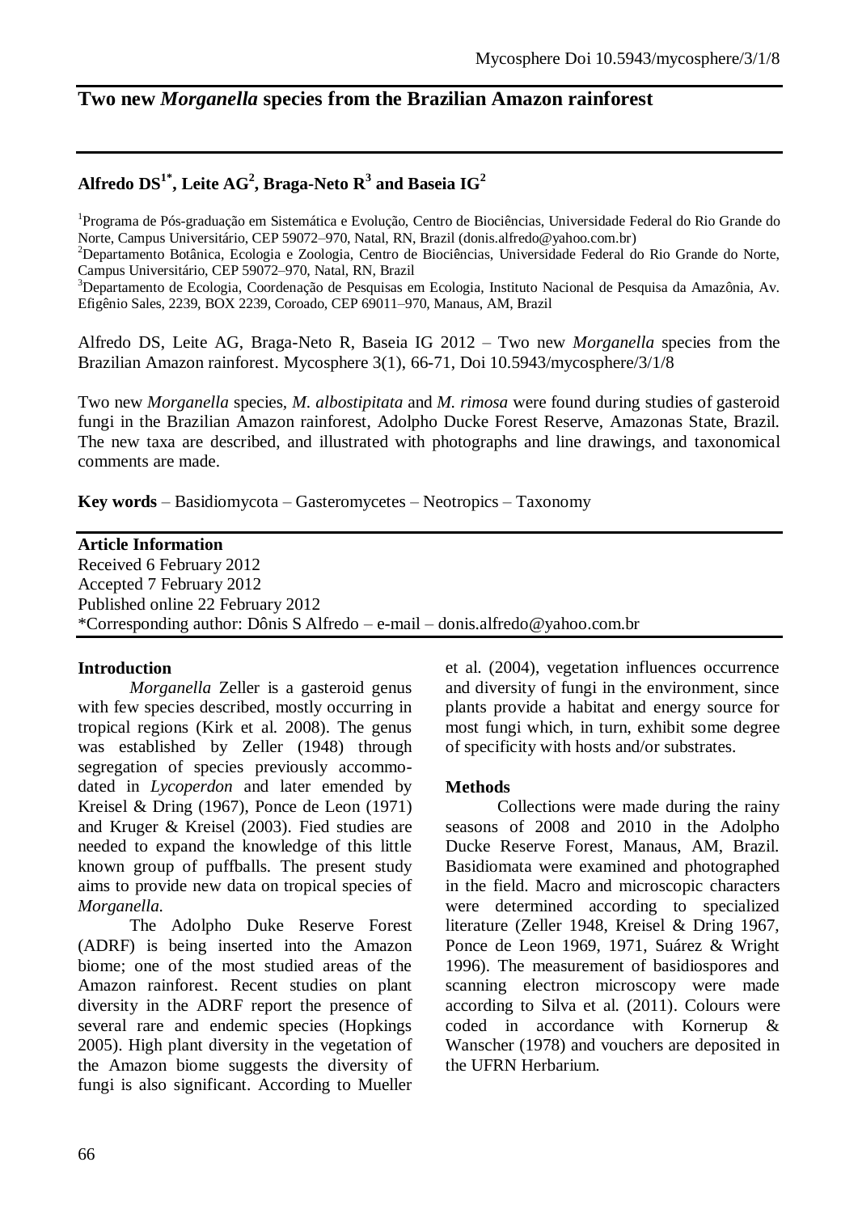# Two new *Morganella* species from the Brazilian Amazon rainforest

## Alfredo DS[1*], Leite AG[2], Braga-Neto R[3] and Baseia IG[2]

[1]Programa de Pós-graduação em Sistemática e Evolução, Centro de Biociências, Universidade Federal do Rio Grande do Norte, Campus Universitário, CEP 59072–970, Natal, RN, Brazil (donis.alfredo@yahoo.com.br)
[2]Departamento Botânica, Ecologia e Zoologia, Centro de Biociências, Universidade Federal do Rio Grande do Norte, Campus Universitário, CEP 59072–970, Natal, RN, Brazil
[3]Departamento de Ecologia, Coordenação de Pesquisas em Ecologia, Instituto Nacional de Pesquisa da Amazônia, Av. Efigênio Sales, 2239, BOX 2239, Coroado, CEP 69011–970, Manaus, AM, Brazil

Alfredo DS, Leite AG, Braga-Neto R, Baseia IG 2012 – Two new *Morganella* species from the Brazilian Amazon rainforest. Mycosphere 3(1), 66-71, Doi 10.5943/mycosphere/3/1/8

Two new *Morganella* species, *M. albostipitata* and *M. rimosa* were found during studies of gasteroid fungi in the Brazilian Amazon rainforest, Adolpho Ducke Forest Reserve, Amazonas State, Brazil. The new taxa are described, and illustrated with photographs and line drawings, and taxonomical comments are made.

**Key words** – Basidiomycota – Gasteromycetes – Neotropics – Taxonomy

**Article Information**
Received 6 February 2012
Accepted 7 February 2012
Published online 22 February 2012
*Corresponding author: Dônis S Alfredo – e-mail – donis.alfredo@yahoo.com.br

## Introduction

*Morganella* Zeller is a gasteroid genus with few species described, mostly occurring in tropical regions (Kirk et al. 2008). The genus was established by Zeller (1948) through segregation of species previously accommodated in *Lycoperdon* and later emended by Kreisel & Dring (1967), Ponce de Leon (1971) and Kruger & Kreisel (2003). Fied studies are needed to expand the knowledge of this little known group of puffballs. The present study aims to provide new data on tropical species of *Morganella*.

The Adolpho Duke Reserve Forest (ADRF) is being inserted into the Amazon biome; one of the most studied areas of the Amazon rainforest. Recent studies on plant diversity in the ADRF report the presence of several rare and endemic species (Hopkings 2005). High plant diversity in the vegetation of the Amazon biome suggests the diversity of fungi is also significant. According to Mueller et al. (2004), vegetation influences occurrence and diversity of fungi in the environment, since plants provide a habitat and energy source for most fungi which, in turn, exhibit some degree of specificity with hosts and/or substrates.

## Methods

Collections were made during the rainy seasons of 2008 and 2010 in the Adolpho Ducke Reserve Forest, Manaus, AM, Brazil. Basidiomata were examined and photographed in the field. Macro and microscopic characters were determined according to specialized literature (Zeller 1948, Kreisel & Dring 1967, Ponce de Leon 1969, 1971, Suárez & Wright 1996). The measurement of basidiospores and scanning electron microscopy were made according to Silva et al. (2011). Colours were coded in accordance with Kornerup & Wanscher (1978) and vouchers are deposited in the UFRN Herbarium.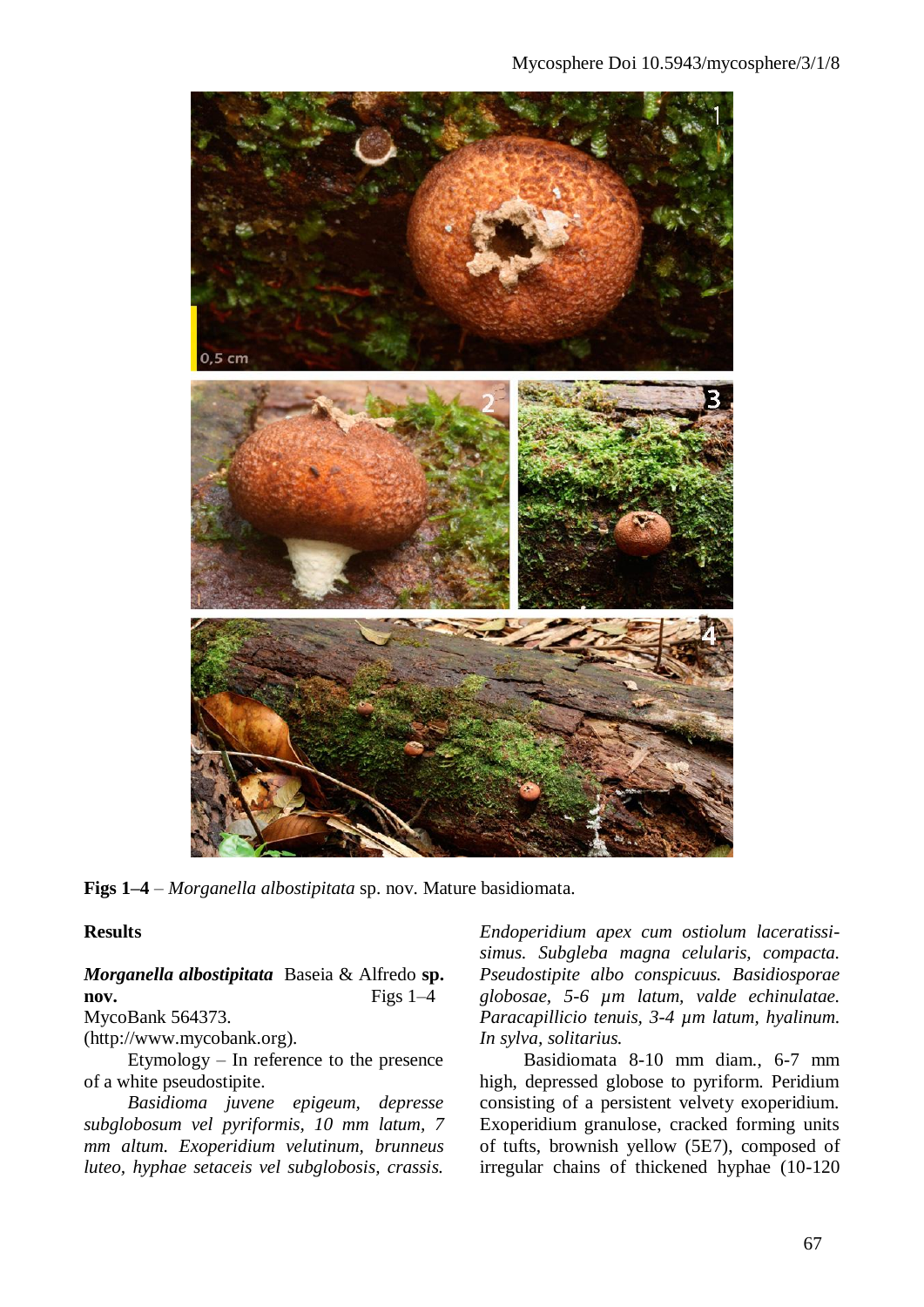Figs 1–4 – *Morganella albostipitata* sp. nov. Mature basidiomata.

## Results

***Morganella albostipitata*** Baseia & Alfredo **sp. nov.** Figs 1–4

MycoBank 564373.

(http://www.mycobank.org).

Etymology – In reference to the presence of a white pseudostipite.

*Basidioma juvene epigeum, depresse subglobosum vel pyriformis, 10 mm latum, 7 mm altum. Exoperidium velutinum, brunneus luteo, hyphae setaceis vel subglobosis, crassis. Endoperidium apex cum ostiolum laceratissimus. Subgleba magna celularis, compacta. Pseudostipite albo conspicuus. Basidiosporae globosae, 5-6 µm latum, valde echinulatae. Paracapillicio tenuis, 3-4 µm latum, hyalinum. In sylva, solitarius.*

Basidiomata 8-10 mm diam., 6-7 mm high, depressed globose to pyriform. Peridium consisting of a persistent velvety exoperidium. Exoperidium granulose, cracked forming units of tufts, brownish yellow (5E7), composed of irregular chains of thickened hyphae (10-120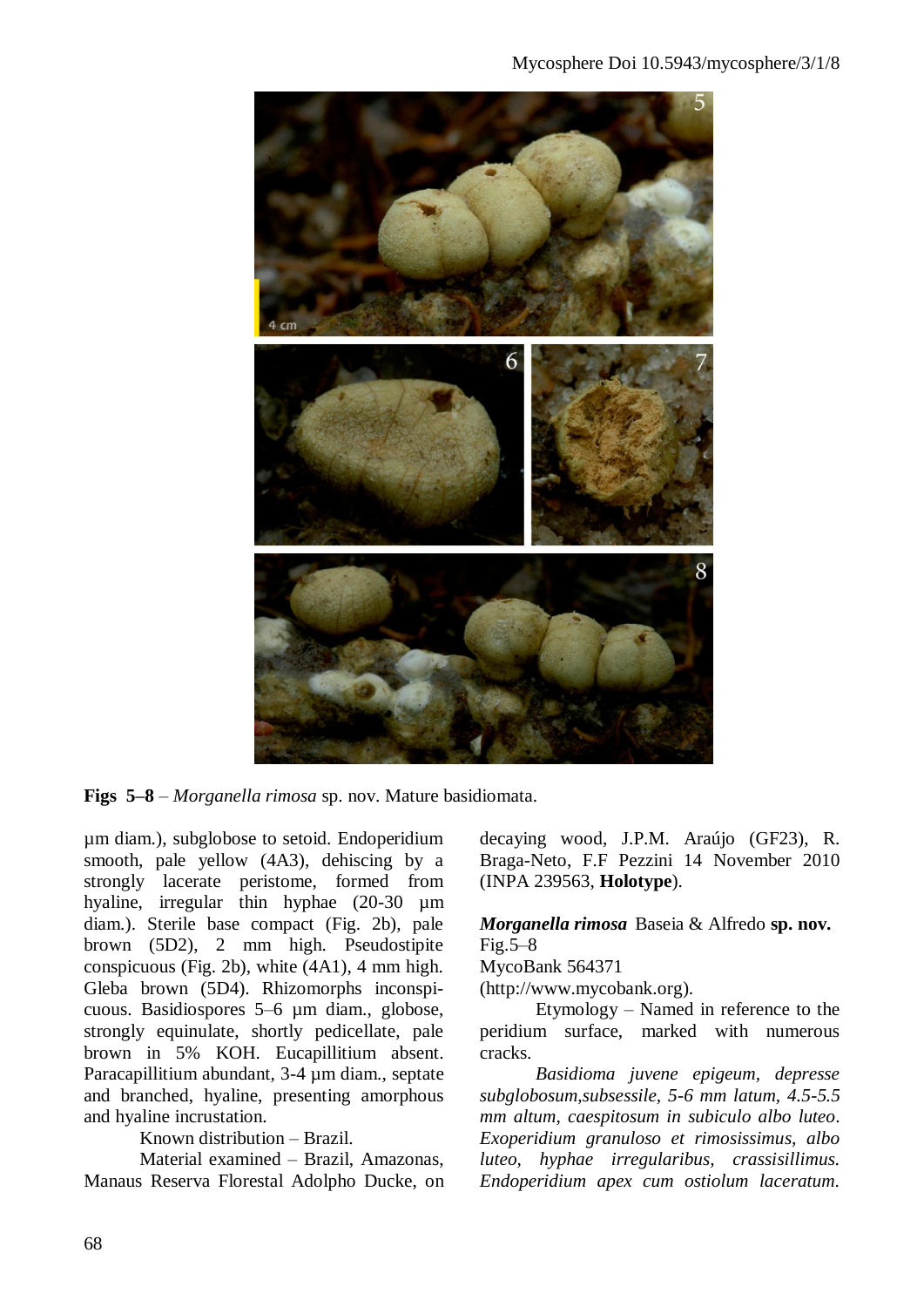**Figs 5–8** – *Morganella rimosa* sp. nov. Mature basidiomata.

µm diam.), subglobose to setoid. Endoperidium smooth, pale yellow (4A3), dehiscing by a strongly lacerate peristome, formed from hyaline, irregular thin hyphae (20-30 µm diam.). Sterile base compact (Fig. 2b), pale brown (5D2), 2 mm high. Pseudostipite conspicuous (Fig. 2b), white (4A1), 4 mm high. Gleba brown (5D4). Rhizomorphs inconspicuous. Basidiospores 5–6 µm diam., globose, strongly equinulate, shortly pedicellate, pale brown in 5% KOH. Eucapillitium absent. Paracapillitium abundant, 3-4 µm diam., septate and branched, hyaline, presenting amorphous and hyaline incrustation.

Known distribution – Brazil.

Material examined – Brazil, Amazonas, Manaus Reserva Florestal Adolpho Ducke, on decaying wood, J.P.M. Araújo (GF23), R. Braga-Neto, F.F Pezzini 14 November 2010 (INPA 239563, **Holotype**).

***Morganella rimosa*** Baseia & Alfredo **sp. nov.**
Fig.5–8
MycoBank 564371
(http://www.mycobank.org).

Etymology – Named in reference to the peridium surface, marked with numerous cracks.

*Basidioma juvene epigeum, depresse subglobosum,subsessile, 5-6 mm latum, 4.5-5.5 mm altum, caespitosum in subiculo albo luteo. Exoperidium granuloso et rimosissimus, albo luteo, hyphae irregularibus, crassisillimus. Endoperidium apex cum ostiolum laceratum.*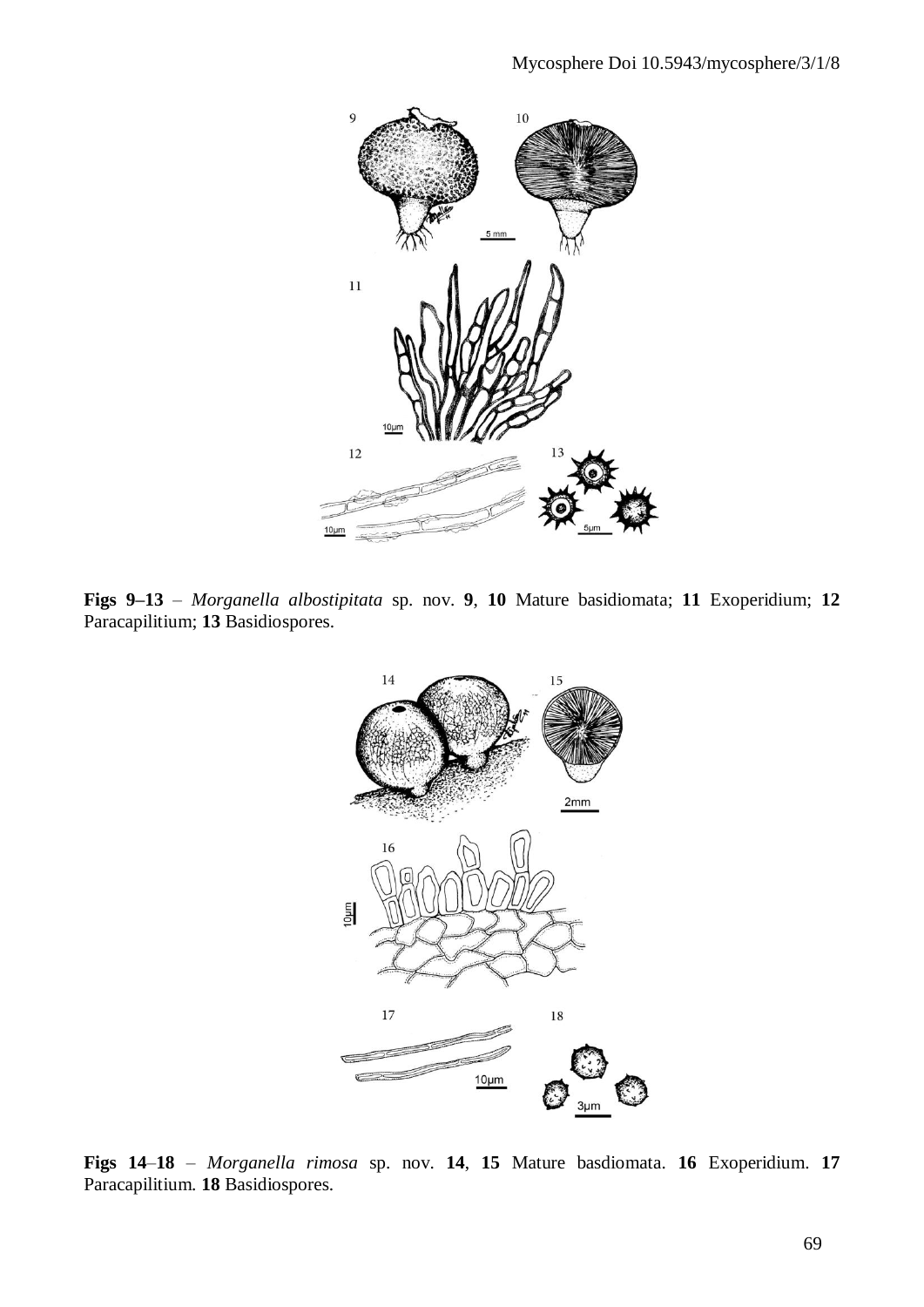**Figs 9–13** – *Morganella albostipitata* sp. nov. **9**, **10** Mature basidiomata; **11** Exoperidium; **12** Paracapilitium; **13** Basidiospores.

**Figs 14–18** – *Morganella rimosa* sp. nov. **14**, **15** Mature basdiomata. **16** Exoperidium. **17** Paracapilitium. **18** Basidiospores.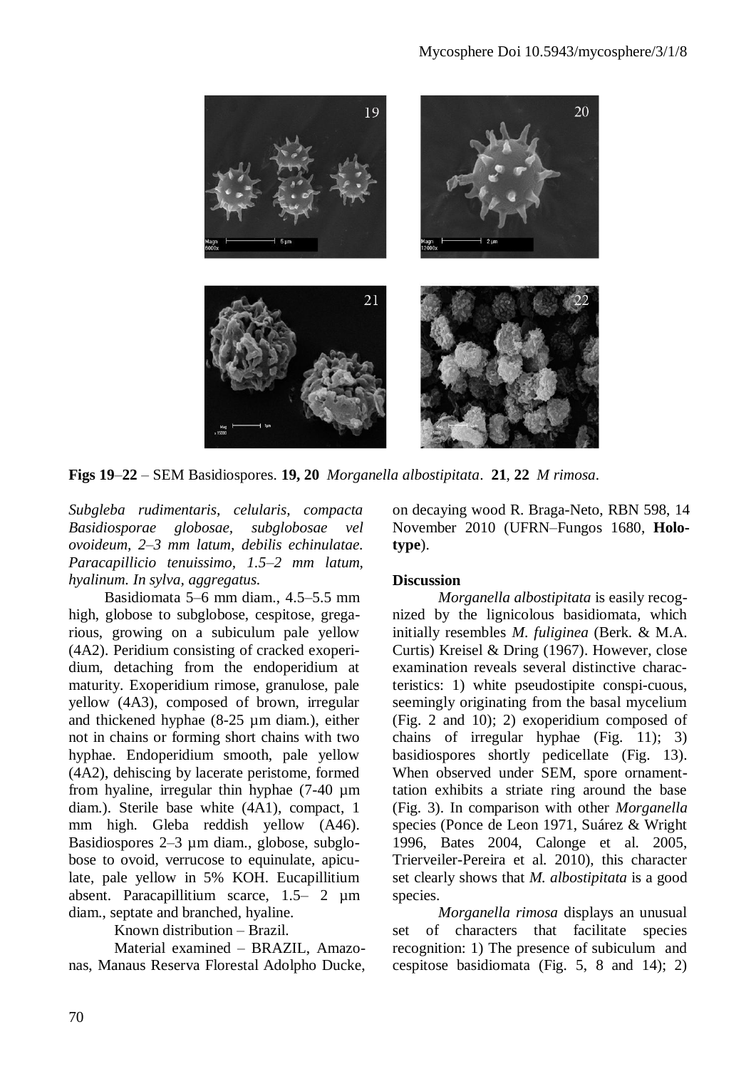Figs 19–22 – SEM Basidiospores. **19, 20** *Morganella albostipitata*. **21**, **22** *M rimosa*.

*Subgleba rudimentaris, celularis, compacta Basidiosporae globosae, subglobosae vel ovoideum, 2–3 mm latum, debilis echinulatae. Paracapillicio tenuissimo, 1.5–2 mm latum, hyalinum. In sylva, aggregatus.*

Basidiomata 5–6 mm diam., 4.5–5.5 mm high, globose to subglobose, cespitose, gregarious, growing on a subiculum pale yellow (4A2). Peridium consisting of cracked exoperidium, detaching from the endoperidium at maturity. Exoperidium rimose, granulose, pale yellow (4A3), composed of brown, irregular and thickened hyphae (8-25 µm diam.), either not in chains or forming short chains with two hyphae. Endoperidium smooth, pale yellow (4A2), dehiscing by lacerate peristome, formed from hyaline, irregular thin hyphae (7-40 µm diam.). Sterile base white (4A1), compact, 1 mm high. Gleba reddish yellow (A46). Basidiospores 2–3 µm diam., globose, subglobose to ovoid, verrucose to equinulate, apiculate, pale yellow in 5% KOH. Eucapillitium absent. Paracapillitium scarce, 1.5– 2 µm diam., septate and branched, hyaline.

Known distribution – Brazil.

Material examined – BRAZIL, Amazonas, Manaus Reserva Florestal Adolpho Ducke, on decaying wood R. Braga-Neto, RBN 598, 14 November 2010 (UFRN–Fungos 1680, **Holotype**).

## Discussion

*Morganella albostipitata* is easily recognized by the lignicolous basidiomata, which initially resembles *M. fuliginea* (Berk. & M.A. Curtis) Kreisel & Dring (1967). However, close examination reveals several distinctive characteristics: 1) white pseudostipite conspi-cuous, seemingly originating from the basal mycelium (Fig. 2 and 10); 2) exoperidium composed of chains of irregular hyphae (Fig. 11); 3) basidiospores shortly pedicellate (Fig. 13). When observed under SEM, spore ornamenttation exhibits a striate ring around the base (Fig. 3). In comparison with other *Morganella* species (Ponce de Leon 1971, Suárez & Wright 1996, Bates 2004, Calonge et al. 2005, Trierveiler-Pereira et al. 2010), this character set clearly shows that *M. albostipitata* is a good species.

*Morganella rimosa* displays an unusual set of characters that facilitate species recognition: 1) The presence of subiculum and cespitose basidiomata (Fig. 5, 8 and 14); 2)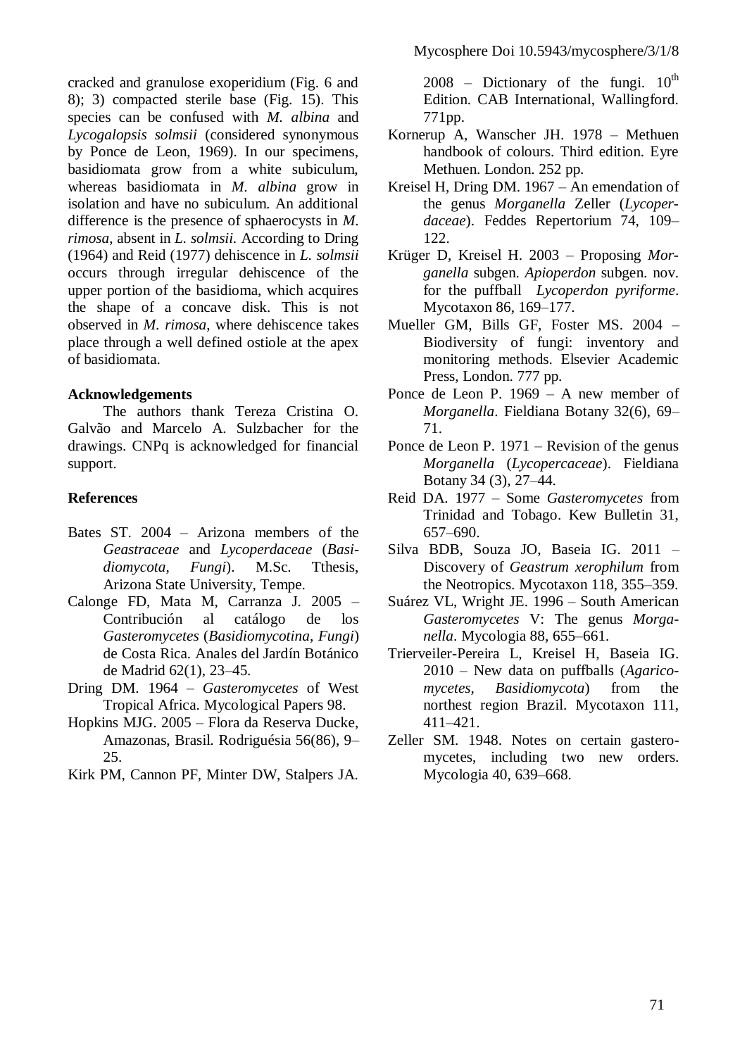cracked and granulose exoperidium (Fig. 6 and 8); 3) compacted sterile base (Fig. 15). This species can be confused with *M. albina* and *Lycogalopsis solmsii* (considered synonymous by Ponce de Leon, 1969). In our specimens, basidiomata grow from a white subiculum, whereas basidiomata in *M. albina* grow in isolation and have no subiculum. An additional difference is the presence of sphaerocysts in *M. rimosa*, absent in *L. solmsii.* According to Dring (1964) and Reid (1977) dehiscence in *L. solmsii* occurs through irregular dehiscence of the upper portion of the basidioma, which acquires the shape of a concave disk. This is not observed in *M. rimosa*, where dehiscence takes place through a well defined ostiole at the apex of basidiomata.

## Acknowledgements

The authors thank Tereza Cristina O. Galvão and Marcelo A. Sulzbacher for the drawings. CNPq is acknowledged for financial support.

## References

Bates ST. 2004 – Arizona members of the *Geastraceae* and *Lycoperdaceae* (*Basidiomycota*, *Fungi*). M.Sc. Tthesis, Arizona State University, Tempe.

Calonge FD, Mata M, Carranza J. 2005 – Contribución al catálogo de los *Gasteromycetes* (*Basidiomycotina*, *Fungi*) de Costa Rica. Anales del Jardín Botánico de Madrid 62(1), 23–45.

Dring DM. 1964 – *Gasteromycetes* of West Tropical Africa. Mycological Papers 98.

Hopkins MJG. 2005 – Flora da Reserva Ducke, Amazonas, Brasil. Rodriguésia 56(86), 9–25.

Kirk PM, Cannon PF, Minter DW, Stalpers JA. 2008 – Dictionary of the fungi. 10th Edition. CAB International, Wallingford. 771pp.

Kornerup A, Wanscher JH. 1978 – Methuen handbook of colours. Third edition. Eyre Methuen. London. 252 pp.

Kreisel H, Dring DM. 1967 – An emendation of the genus *Morganella* Zeller (*Lycoperdaceae*). Feddes Repertorium 74, 109–122.

Krüger D, Kreisel H. 2003 – Proposing *Morganella* subgen. *Apioperdon* subgen. nov. for the puffball *Lycoperdon pyriforme*. Mycotaxon 86, 169–177.

Mueller GM, Bills GF, Foster MS. 2004 – Biodiversity of fungi: inventory and monitoring methods. Elsevier Academic Press, London. 777 pp.

Ponce de Leon P. 1969 – A new member of *Morganella*. Fieldiana Botany 32(6), 69–71.

Ponce de Leon P. 1971 – Revision of the genus *Morganella* (*Lycopercaceae*). Fieldiana Botany 34 (3), 27–44.

Reid DA. 1977 – Some *Gasteromycetes* from Trinidad and Tobago. Kew Bulletin 31, 657–690.

Silva BDB, Souza JO, Baseia IG. 2011 – Discovery of *Geastrum xerophilum* from the Neotropics. Mycotaxon 118, 355–359.

Suárez VL, Wright JE. 1996 – South American *Gasteromycetes* V: The genus *Morganella*. Mycologia 88, 655–661.

Trierveiler-Pereira L, Kreisel H, Baseia IG. 2010 – New data on puffballs (*Agaricomycetes*, *Basidiomycota*) from the northest region Brazil. Mycotaxon 111, 411–421.

Zeller SM. 1948. Notes on certain gasteromycetes, including two new orders. Mycologia 40, 639–668.